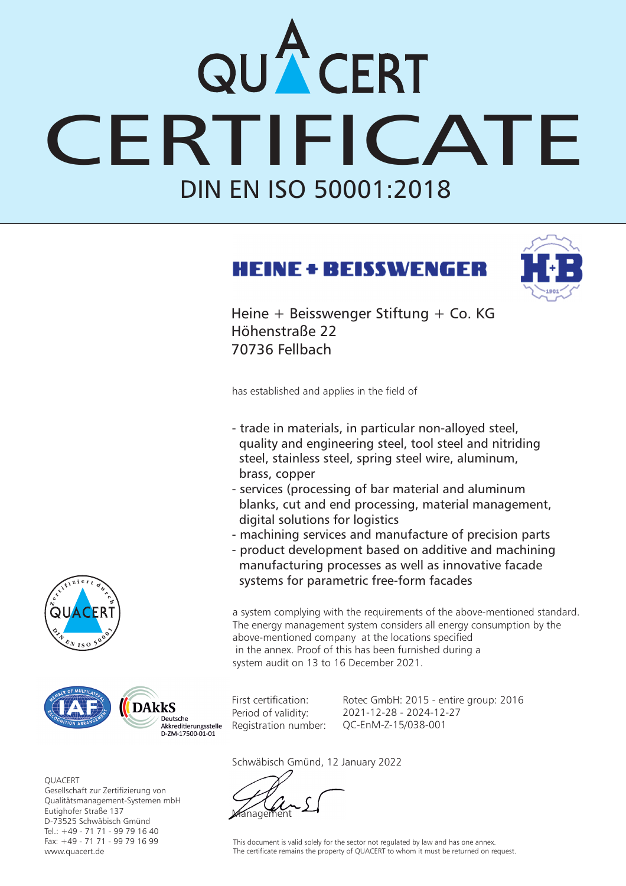# QUACERT

# CERTIFICATE

## DIN EN ISO 50001:2018

**HEINE + BEISSWENGER**

Heine + Beisswenger Stiftung + Co. KG
Höhenstraße 22
70736 Fellbach

has established and applies in the field of

- trade in materials, in particular non-alloyed steel, quality and engineering steel, tool steel and nitriding steel, stainless steel, spring steel wire, aluminum, brass, copper
- services (processing of bar material and aluminum blanks, cut and end processing, material management, digital solutions for logistics
- machining services and manufacture of precision parts
- product development based on additive and machining manufacturing processes as well as innovative facade systems for parametric free-form facades

a system complying with the requirements of the above-mentioned standard. The energy management system considers all energy consumption by the above-mentioned company at the locations specified in the annex. Proof of this has been furnished during a system audit on 13 to 16 December 2021.

| | |
|---|---|
| First certification: | Rotec GmbH: 2015 - entire group: 2016 |
| Period of validity: | 2021-12-28 - 2024-12-27 |
| Registration number: | QC-EnM-Z-15/038-001 |

Schwäbisch Gmünd, 12 January 2022

Management

DAkkS Deutsche Akkreditierungsstelle D-ZM-17500-01-01

QUACERT
Gesellschaft zur Zertifizierung von Qualitätsmanagement-Systemen mbH
Eutighofer Straße 137
D-73525 Schwäbisch Gmünd
Tel.: +49 - 71 71 - 99 79 16 40
Fax: +49 - 71 71 - 99 79 16 99
www.quacert.de

This document is valid solely for the sector not regulated by law and has one annex.
The certificate remains the property of QUACERT to whom it must be returned on request.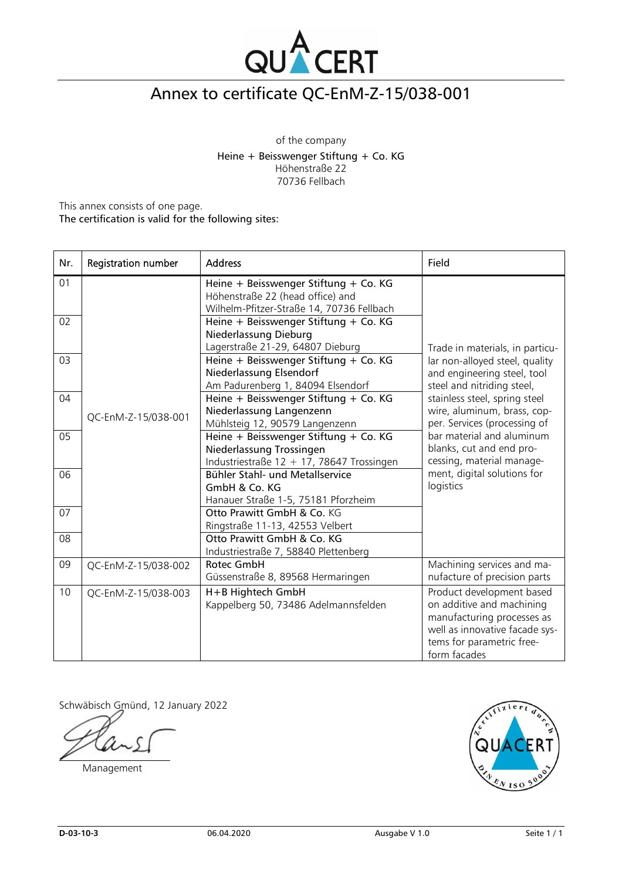QUACERT

# Annex to certificate QC-EnM-Z-15/038-001

of the company

Heine + Beisswenger Stiftung + Co. KG
Höhenstraße 22
70736 Fellbach

This annex consists of one page.
The certification is valid for the following sites:

| Nr. | Registration number | Address | Field |
|---|---|---|---|
| 01 | QC-EnM-Z-15/038-001 | Heine + Beisswenger Stiftung + Co. KG<br>Höhenstraße 22 (head office) and<br>Wilhelm-Pfitzer-Straße 14, 70736 Fellbach | Trade in materials, in particular non-alloyed steel, quality and engineering steel, tool steel and nitriding steel, stainless steel, spring steel wire, aluminum, brass, copper. Services (processing of bar material and aluminum blanks, cut and end processing, material management, digital solutions for logistics |
| 02 | | Heine + Beisswenger Stiftung + Co. KG<br>Niederlassung Dieburg<br>Lagerstraße 21-29, 64807 Dieburg | |
| 03 | | Heine + Beisswenger Stiftung + Co. KG<br>Niederlassung Elsendorf<br>Am Padurenberg 1, 84094 Elsendorf | |
| 04 | | Heine + Beisswenger Stiftung + Co. KG<br>Niederlassung Langenzenn<br>Mühlsteig 12, 90579 Langenzenn | |
| 05 | | Heine + Beisswenger Stiftung + Co. KG<br>Niederlassung Trossingen<br>Industriestraße 12 + 17, 78647 Trossingen | |
| 06 | | Bühler Stahl- und Metallservice<br>GmbH & Co. KG<br>Hanauer Straße 1-5, 75181 Pforzheim | |
| 07 | | Otto Prawitt GmbH & Co. KG<br>Ringstraße 11-13, 42553 Velbert | |
| 08 | | Otto Prawitt GmbH & Co. KG<br>Industriestraße 7, 58840 Plettenberg | |
| 09 | QC-EnM-Z-15/038-002 | Rotec GmbH<br>Güssenstraße 8, 89568 Hermaringen | Machining services and manufacture of precision parts |
| 10 | QC-EnM-Z-15/038-003 | H+B Hightech GmbH<br>Kappelberg 50, 73486 Adelmannsfelden | Product development based on additive and machining manufacturing processes as well as innovative facade systems for parametric free-form facades |

Schwäbisch Gmünd, 12 January 2022

Management

Zertifiziert durch QUACERT DIN EN ISO 50001

D-03-10-3 06.04.2020 Ausgabe V 1.0